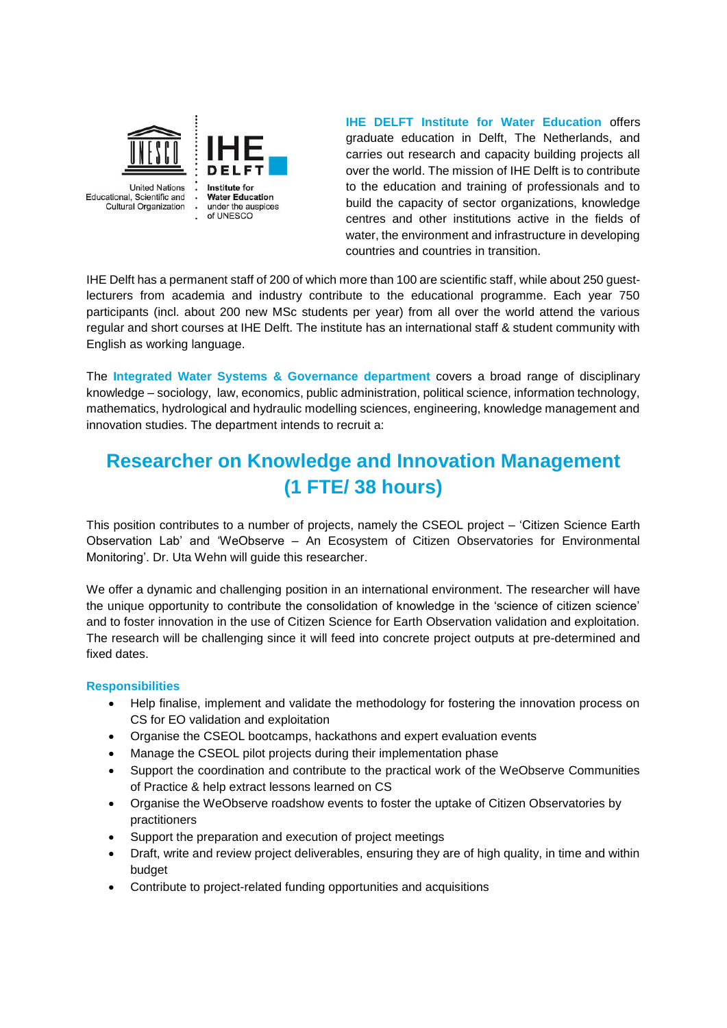United Nations Educational, Scientific and Cultural Organization

IHE DELFT Institute for Water Education under the auspices of UNESCO

**IHE DELFT Institute for Water Education** offers graduate education in Delft, The Netherlands, and carries out research and capacity building projects all over the world. The mission of IHE Delft is to contribute to the education and training of professionals and to build the capacity of sector organizations, knowledge centres and other institutions active in the fields of water, the environment and infrastructure in developing countries and countries in transition.

IHE Delft has a permanent staff of 200 of which more than 100 are scientific staff, while about 250 guest-lecturers from academia and industry contribute to the educational programme. Each year 750 participants (incl. about 200 new MSc students per year) from all over the world attend the various regular and short courses at IHE Delft. The institute has an international staff & student community with English as working language.

The **Integrated Water Systems & Governance department** covers a broad range of disciplinary knowledge – sociology, law, economics, public administration, political science, information technology, mathematics, hydrological and hydraulic modelling sciences, engineering, knowledge management and innovation studies. The department intends to recruit a:

# Researcher on Knowledge and Innovation Management (1 FTE/ 38 hours)

This position contributes to a number of projects, namely the CSEOL project – 'Citizen Science Earth Observation Lab' and 'WeObserve – An Ecosystem of Citizen Observatories for Environmental Monitoring'. Dr. Uta Wehn will guide this researcher.

We offer a dynamic and challenging position in an international environment. The researcher will have the unique opportunity to contribute the consolidation of knowledge in the 'science of citizen science' and to foster innovation in the use of Citizen Science for Earth Observation validation and exploitation. The research will be challenging since it will feed into concrete project outputs at pre-determined and fixed dates.

### Responsibilities

- Help finalise, implement and validate the methodology for fostering the innovation process on CS for EO validation and exploitation
- Organise the CSEOL bootcamps, hackathons and expert evaluation events
- Manage the CSEOL pilot projects during their implementation phase
- Support the coordination and contribute to the practical work of the WeObserve Communities of Practice & help extract lessons learned on CS
- Organise the WeObserve roadshow events to foster the uptake of Citizen Observatories by practitioners
- Support the preparation and execution of project meetings
- Draft, write and review project deliverables, ensuring they are of high quality, in time and within budget
- Contribute to project-related funding opportunities and acquisitions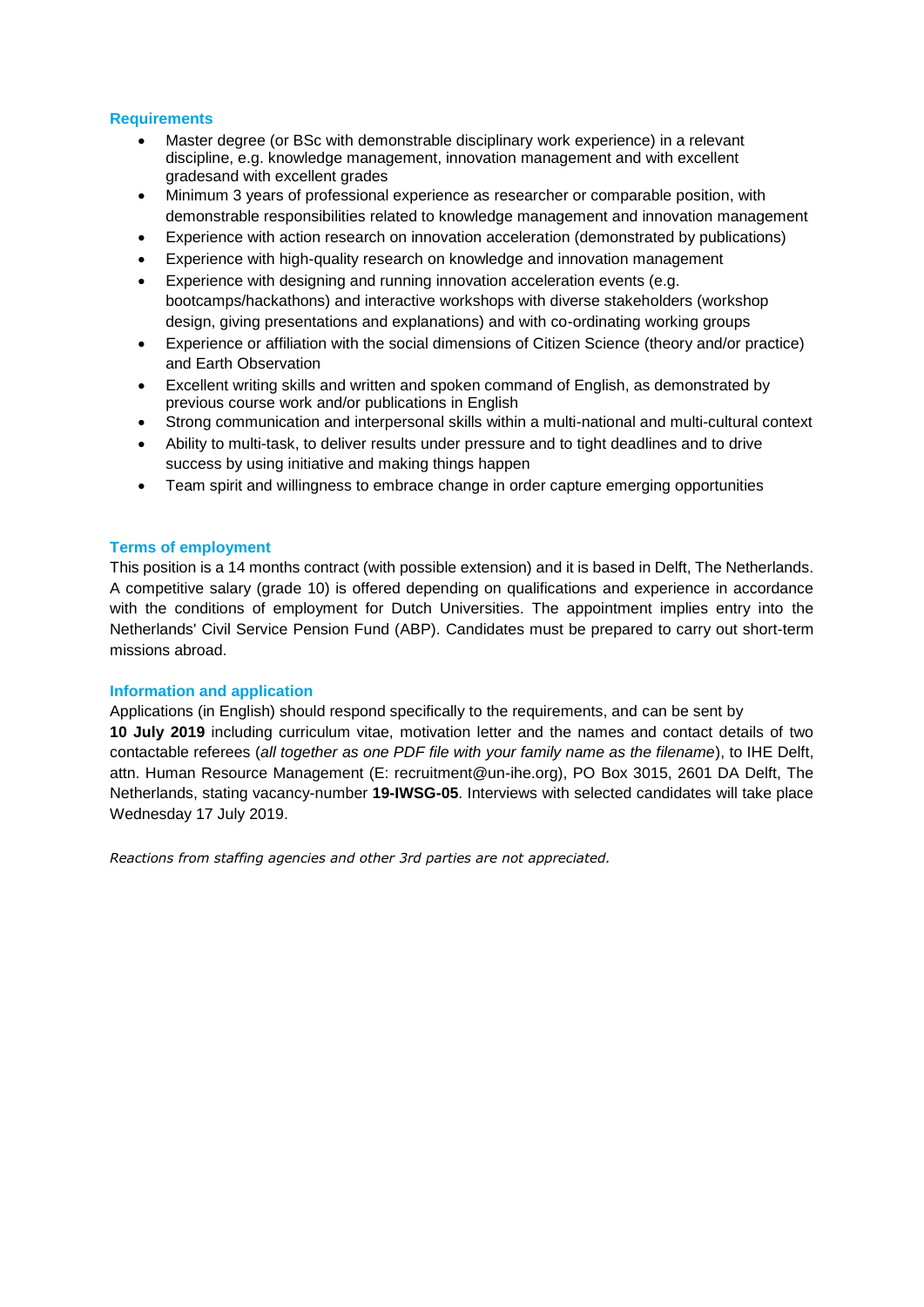## Requirements

- Master degree (or BSc with demonstrable disciplinary work experience) in a relevant discipline, e.g. knowledge management, innovation management and with excellent gradesand with excellent grades
- Minimum 3 years of professional experience as researcher or comparable position, with demonstrable responsibilities related to knowledge management and innovation management
- Experience with action research on innovation acceleration (demonstrated by publications)
- Experience with high-quality research on knowledge and innovation management
- Experience with designing and running innovation acceleration events (e.g. bootcamps/hackathons) and interactive workshops with diverse stakeholders (workshop design, giving presentations and explanations) and with co-ordinating working groups
- Experience or affiliation with the social dimensions of Citizen Science (theory and/or practice) and Earth Observation
- Excellent writing skills and written and spoken command of English, as demonstrated by previous course work and/or publications in English
- Strong communication and interpersonal skills within a multi-national and multi-cultural context
- Ability to multi-task, to deliver results under pressure and to tight deadlines and to drive success by using initiative and making things happen
- Team spirit and willingness to embrace change in order capture emerging opportunities

## Terms of employment

This position is a 14 months contract (with possible extension) and it is based in Delft, The Netherlands. A competitive salary (grade 10) is offered depending on qualifications and experience in accordance with the conditions of employment for Dutch Universities. The appointment implies entry into the Netherlands' Civil Service Pension Fund (ABP). Candidates must be prepared to carry out short-term missions abroad.

## Information and application

Applications (in English) should respond specifically to the requirements, and can be sent by **10 July 2019** including curriculum vitae, motivation letter and the names and contact details of two contactable referees (*all together as one PDF file with your family name as the filename*), to IHE Delft, attn. Human Resource Management (E: recruitment@un-ihe.org), PO Box 3015, 2601 DA Delft, The Netherlands, stating vacancy-number **19-IWSG-05**. Interviews with selected candidates will take place Wednesday 17 July 2019.

*Reactions from staffing agencies and other 3rd parties are not appreciated.*